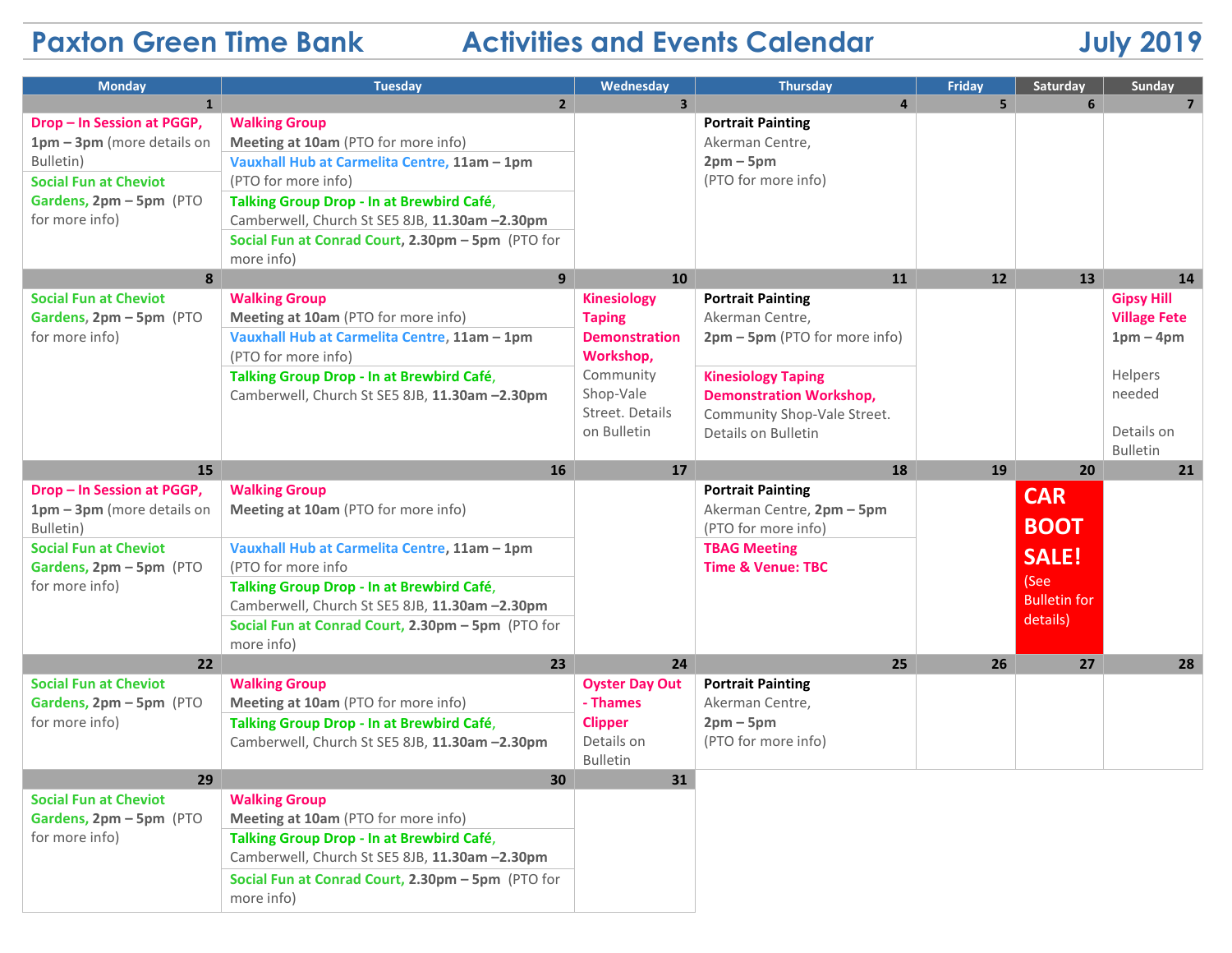# Paxton Green Time Bank — Activities and Events Calendar — July 2019

| Monday | Tuesday | Wednesday | Thursday | Friday | Saturday | Sunday |
|---|---|---|---|---|---|---|
| **1** | **2** | **3** | **4** | **5** | **6** | **7** |
| **Drop – In Session at PGGP, 1pm – 3pm** (more details on Bulletin)<br><br>**Social Fun at Cheviot Gardens, 2pm – 5pm** (PTO for more info) | **Walking Group**<br>**Meeting at 10am** (PTO for more info)<br><br>**Vauxhall Hub at Carmelita Centre, 11am – 1pm** (PTO for more info)<br><br>**Talking Group Drop - In at Brewbird Café,** Camberwell, Church St SE5 8JB, **11.30am –2.30pm**<br><br>**Social Fun at Conrad Court, 2.30pm – 5pm** (PTO for more info) | | **Portrait Painting**<br>Akerman Centre,<br>**2pm – 5pm**<br>(PTO for more info) | | | |
| **8** | **9** | **10** | **11** | **12** | **13** | **14** |
| **Social Fun at Cheviot Gardens, 2pm – 5pm** (PTO for more info) | **Walking Group**<br>**Meeting at 10am** (PTO for more info)<br><br>**Vauxhall Hub at Carmelita Centre, 11am – 1pm** (PTO for more info)<br><br>**Talking Group Drop - In at Brewbird Café,** Camberwell, Church St SE5 8JB, **11.30am –2.30pm** | **Kinesiology Taping Demonstration Workshop,** Community Shop-Vale Street. Details on Bulletin | **Portrait Painting**<br>Akerman Centre,<br>**2pm – 5pm** (PTO for more info)<br><br>**Kinesiology Taping Demonstration Workshop,** Community Shop-Vale Street. Details on Bulletin | | | **Gipsy Hill Village Fete**<br>**1pm – 4pm**<br><br>Helpers needed<br><br>Details on Bulletin |
| **15** | **16** | **17** | **18** | **19** | **20** | **21** |
| **Drop – In Session at PGGP, 1pm – 3pm** (more details on Bulletin)<br><br>**Social Fun at Cheviot Gardens, 2pm – 5pm** (PTO for more info) | **Walking Group**<br>**Meeting at 10am** (PTO for more info)<br><br>**Vauxhall Hub at Carmelita Centre, 11am – 1pm** (PTO for more info<br><br>**Talking Group Drop - In at Brewbird Café,** Camberwell, Church St SE5 8JB, **11.30am –2.30pm**<br><br>**Social Fun at Conrad Court, 2.30pm – 5pm** (PTO for more info) | | **Portrait Painting**<br>Akerman Centre, **2pm – 5pm**<br>(PTO for more info)<br><br>**TBAG Meeting**<br>**Time & Venue: TBC** | | **CAR BOOT SALE!**<br>(See Bulletin for details) | |
| **22** | **23** | **24** | **25** | **26** | **27** | **28** |
| **Social Fun at Cheviot Gardens, 2pm – 5pm** (PTO for more info) | **Walking Group**<br>**Meeting at 10am** (PTO for more info)<br><br>**Talking Group Drop - In at Brewbird Café,** Camberwell, Church St SE5 8JB, **11.30am –2.30pm** | **Oyster Day Out - Thames Clipper**<br>Details on Bulletin | **Portrait Painting**<br>Akerman Centre,<br>**2pm – 5pm**<br>(PTO for more info) | | | |
| **29** | **30** | **31** | | | | |
| **Social Fun at Cheviot Gardens, 2pm – 5pm** (PTO for more info) | **Walking Group**<br>**Meeting at 10am** (PTO for more info)<br><br>**Talking Group Drop - In at Brewbird Café,** Camberwell, Church St SE5 8JB, **11.30am –2.30pm**<br><br>**Social Fun at Conrad Court, 2.30pm – 5pm** (PTO for more info) | | | | | |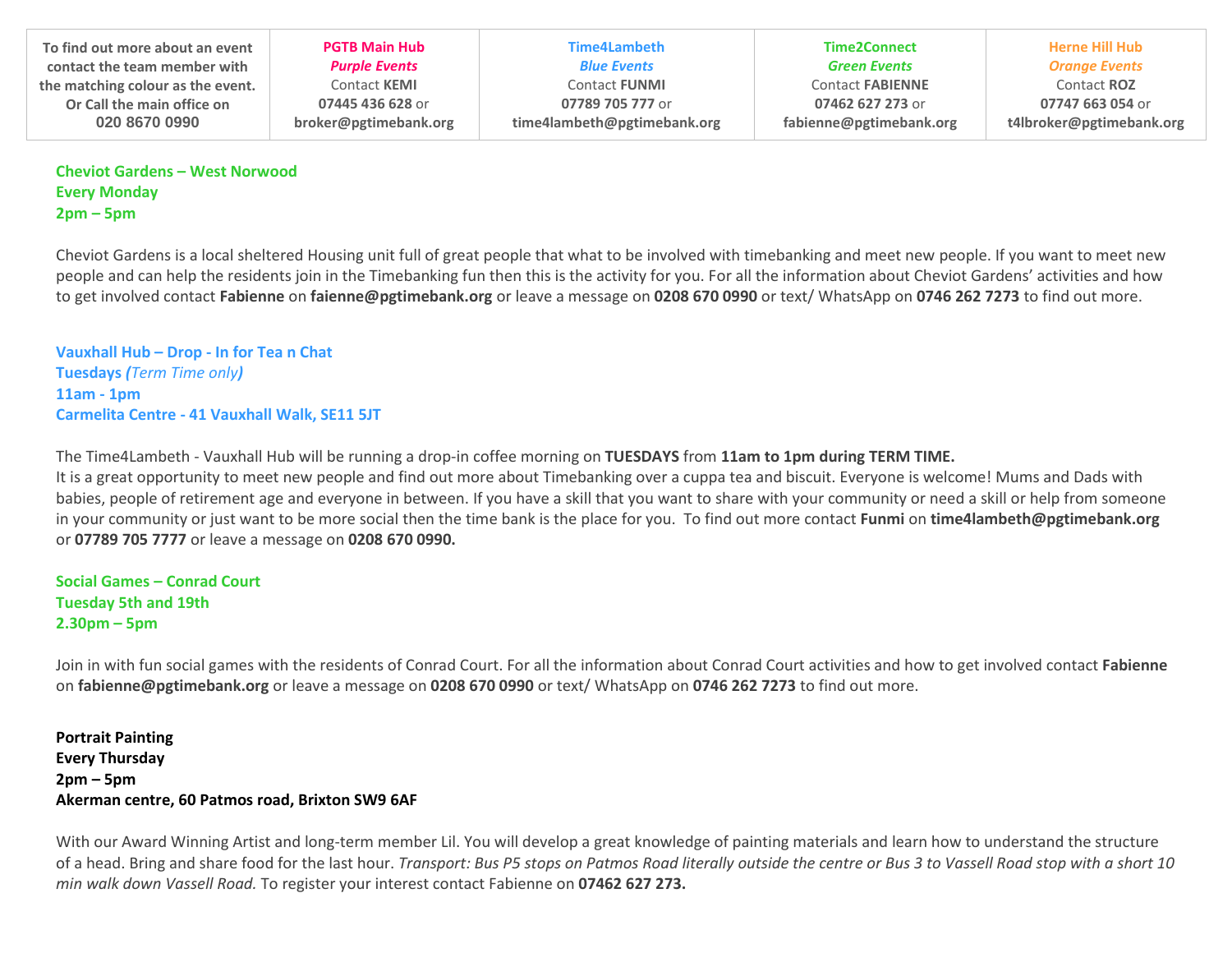| To find out more about an event contact the team member with the matching colour as the event. Or Call the main office on 020 8670 0990 | PGTB Main Hub *Purple Events* Contact **KEMI** **07445 436 628** or **broker@pgtimebank.org** | Time4Lambeth *Blue Events* Contact **FUNMI** **07789 705 777** or **time4lambeth@pgtimebank.org** | Time2Connect *Green Events* Contact **FABIENNE** **07462 627 273** or **fabienne@pgtimebank.org** | Herne Hill Hub *Orange Events* Contact **ROZ** **07747 663 054** or **t4lbroker@pgtimebank.org** |
|---|---|---|---|---|

**Cheviot Gardens – West Norwood**
**Every Monday**
**2pm – 5pm**

Cheviot Gardens is a local sheltered Housing unit full of great people that what to be involved with timebanking and meet new people. If you want to meet new people and can help the residents join in the Timebanking fun then this is the activity for you. For all the information about Cheviot Gardens' activities and how to get involved contact **Fabienne** on **faienne@pgtimebank.org** or leave a message on **0208 670 0990** or text/ WhatsApp on **0746 262 7273** to find out more.

**Vauxhall Hub – Drop - In for Tea n Chat**
**Tuesdays (*Term Time only*)**
**11am - 1pm**
**Carmelita Centre - 41 Vauxhall Walk, SE11 5JT**

The Time4Lambeth - Vauxhall Hub will be running a drop-in coffee morning on **TUESDAYS** from **11am to 1pm during TERM TIME.**
It is a great opportunity to meet new people and find out more about Timebanking over a cuppa tea and biscuit. Everyone is welcome! Mums and Dads with babies, people of retirement age and everyone in between. If you have a skill that you want to share with your community or need a skill or help from someone in your community or just want to be more social then the time bank is the place for you. To find out more contact **Funmi** on **time4lambeth@pgtimebank.org** or **07789 705 7777** or leave a message on **0208 670 0990.**

**Social Games – Conrad Court**
**Tuesday 5th and 19th**
**2.30pm – 5pm**

Join in with fun social games with the residents of Conrad Court. For all the information about Conrad Court activities and how to get involved contact **Fabienne** on **fabienne@pgtimebank.org** or leave a message on **0208 670 0990** or text/ WhatsApp on **0746 262 7273** to find out more.

**Portrait Painting**
**Every Thursday**
**2pm – 5pm**
**Akerman centre, 60 Patmos road, Brixton SW9 6AF**

With our Award Winning Artist and long-term member Lil. You will develop a great knowledge of painting materials and learn how to understand the structure of a head. Bring and share food for the last hour. *Transport: Bus P5 stops on Patmos Road literally outside the centre or Bus 3 to Vassell Road stop with a short 10 min walk down Vassell Road.* To register your interest contact Fabienne on **07462 627 273.**